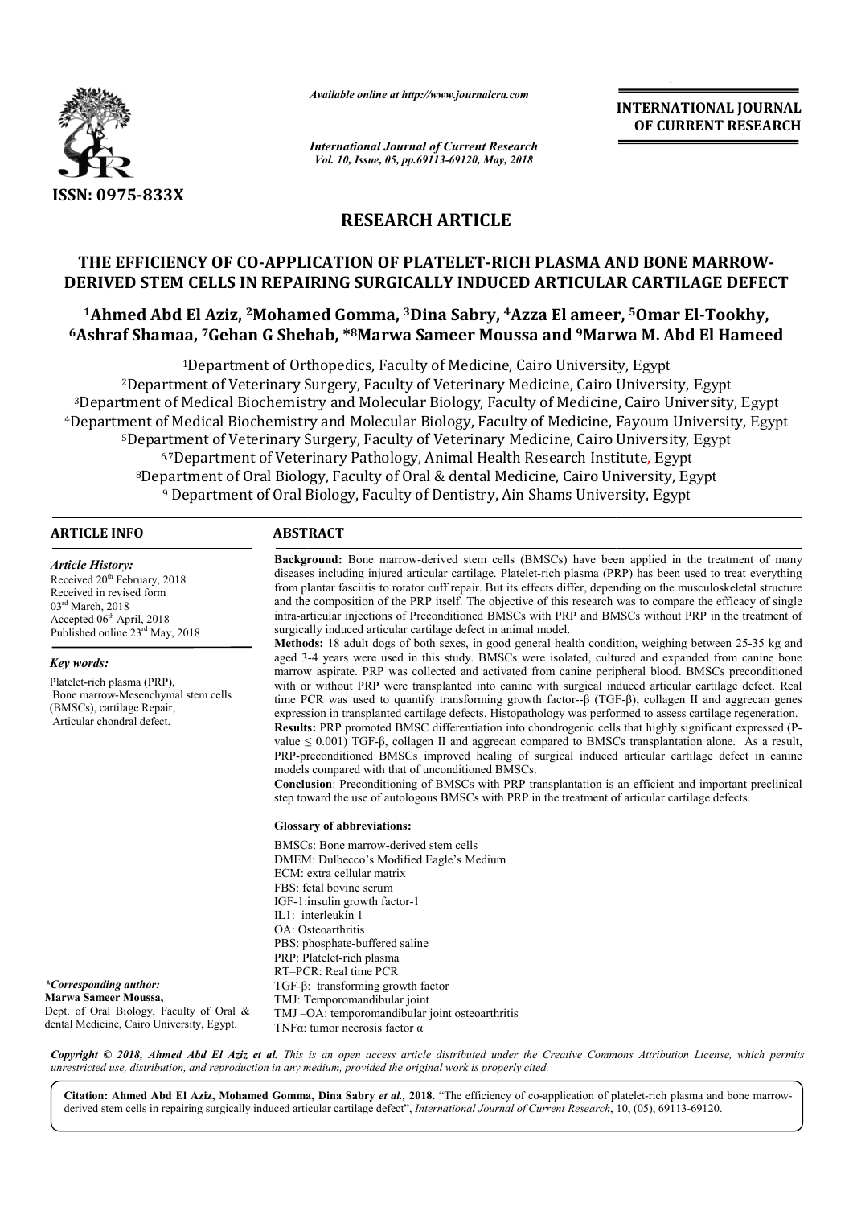ISSN: 0975-833X

*Available online at http://www.journalcra.com*

*International Journal of Current Research*

**INTERNATIONAL JOURNAL OF CURRENT RESEARCH**

# RESEARCH ARTICLE

## THE EFFICIENCY OF CO-APPLICATION OF PLATELET-RICH PLASMA AND BONE MARROW-DERIVED STEM CELLS IN REPAIRING SURGICALLY INDUCED ARTICULAR CARTILAGE DEFECT

**[1]Ahmed Abd El Aziz, [2]Mohamed Gomma, [3]Dina Sabry, [4]Azza El ameer, [5]Omar El-Tookhy, [6]Ashraf Shamaa, [7]Gehan G Shehab, *[8]Marwa Sameer Moussa and [9]Marwa M. Abd El Hameed**

[1]Department of Orthopedics, Faculty of Medicine, Cairo University, Egypt
[2]Department of Veterinary Surgery, Faculty of Veterinary Medicine, Cairo University, Egypt
[3]Department of Medical Biochemistry and Molecular Biology, Faculty of Medicine, Cairo University, Egypt
[4]Department of Medical Biochemistry and Molecular Biology, Faculty of Medicine, Fayoum University, Egypt
[5]Department of Veterinary Surgery, Faculty of Veterinary Medicine, Cairo University, Egypt
[6,7]Department of Veterinary Pathology, Animal Health Research Institute, Egypt
[8]Department of Oral Biology, Faculty of Oral & dental Medicine, Cairo University, Egypt
[9] Department of Oral Biology, Faculty of Dentistry, Ain Shams University, Egypt

### ARTICLE INFO

*Article History:*
Received 20th February, 2018
Received in revised form
03rd March, 2018
Accepted 06th April, 2018
Published online 23rd May, 2018

*Key words:*
Platelet-rich plasma (PRP),
Bone marrow-Mesenchymal stem cells (BMSCs), cartilage Repair,
Articular chondral defect.

*\*Corresponding author:*
**Marwa Sameer Moussa,**
Dept. of Oral Biology, Faculty of Oral & dental Medicine, Cairo University, Egypt.

### ABSTRACT

**Background:** Bone marrow-derived stem cells (BMSCs) have been applied in the treatment of many diseases including injured articular cartilage. Platelet-rich plasma (PRP) has been used to treat everything from plantar fasciitis to rotator cuff repair. But its effects differ, depending on the musculoskeletal structure and the composition of the PRP itself. The objective of this research was to compare the efficacy of single intra-articular injections of Preconditioned BMSCs with PRP and BMSCs without PRP in the treatment of surgically induced articular cartilage defect in animal model.

**Methods:** 18 adult dogs of both sexes, in good general health condition, weighing between 25-35 kg and aged 3-4 years were used in this study. BMSCs were isolated, cultured and expanded from canine bone marrow aspirate. PRP was collected and activated from canine peripheral blood. BMSCs preconditioned with or without PRP were transplanted into canine with surgical induced articular cartilage defect. Real time PCR was used to quantify transforming growth factor--β (TGF-β), collagen II and aggrecan genes expression in transplanted cartilage defects. Histopathology was performed to assess cartilage regeneration.

**Results:** PRP promoted BMSC differentiation into chondrogenic cells that highly significant expressed (P-value ≤ 0.001) TGF-β, collagen II and aggrecan compared to BMSCs transplantation alone. As a result, PRP-preconditioned BMSCs improved healing of surgical induced articular cartilage defect in canine models compared with that of unconditioned BMSCs.

**Conclusion**: Preconditioning of BMSCs with PRP transplantation is an efficient and important preclinical step toward the use of autologous BMSCs with PRP in the treatment of articular cartilage defects.

**Glossary of abbreviations:**

BMSCs: Bone marrow-derived stem cells
DMEM: Dulbecco's Modified Eagle's Medium
ECM: extra cellular matrix
FBS: fetal bovine serum
IGF-1:insulin growth factor-1
IL1: interleukin 1
OA: Osteoarthritis
PBS: phosphate-buffered saline
PRP: Platelet-rich plasma
RT–PCR: Real time PCR
TGF-β: transforming growth factor
TMJ: Temporomandibular joint
TMJ –OA: temporomandibular joint osteoarthritis
TNFα: tumor necrosis factor α

*Copyright © 2018, Ahmed Abd El Aziz et al. This is an open access article distributed under the Creative Commons Attribution License, which permits unrestricted use, distribution, and reproduction in any medium, provided the original work is properly cited.*

**Citation: Ahmed Abd El Aziz, Mohamed Gomma, Dina Sabry *et al.*, 2018.** "The efficiency of co-application of platelet-rich plasma and bone marrow-derived stem cells in repairing surgically induced articular cartilage defect", *International Journal of Current Research*, 10, (05), 69113-69120.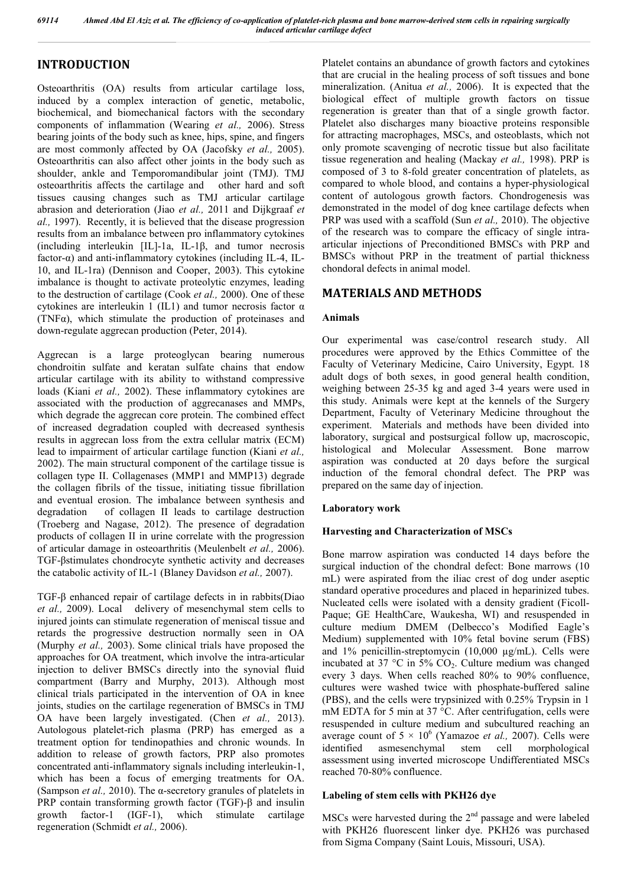## INTRODUCTION

Osteoarthritis (OA) results from articular cartilage loss, induced by a complex interaction of genetic, metabolic, biochemical, and biomechanical factors with the secondary components of inflammation (Wearing *et al.,* 2006). Stress bearing joints of the body such as knee, hips, spine, and fingers are most commonly affected by OA (Jacofsky *et al.,* 2005). Osteoarthritis can also affect other joints in the body such as shoulder, ankle and Temporomandibular joint (TMJ). TMJ osteoarthritis affects the cartilage and other hard and soft tissues causing changes such as TMJ articular cartilage abrasion and deterioration (Jiao *et al.,* 2011 and Dijkgraaf *et al.,* 1997). Recently, it is believed that the disease progression results from an imbalance between pro inflammatory cytokines (including interleukin [IL]-1a, IL-1β, and tumor necrosis factor-α) and anti-inflammatory cytokines (including IL-4, IL-10, and IL-1ra) (Dennison and Cooper, 2003). This cytokine imbalance is thought to activate proteolytic enzymes, leading to the destruction of cartilage (Cook *et al.,* 2000). One of these cytokines are interleukin 1 (IL1) and tumor necrosis factor α (TNFα), which stimulate the production of proteinases and down-regulate aggrecan production (Peter, 2014).

Aggrecan is a large proteoglycan bearing numerous chondroitin sulfate and keratan sulfate chains that endow articular cartilage with its ability to withstand compressive loads (Kiani *et al.,* 2002). These inflammatory cytokines are associated with the production of aggrecanases and MMPs, which degrade the aggrecan core protein. The combined effect of increased degradation coupled with decreased synthesis results in aggrecan loss from the extra cellular matrix (ECM) lead to impairment of articular cartilage function (Kiani *et al.,* 2002). The main structural component of the cartilage tissue is collagen type II. Collagenases (MMP1 and MMP13) degrade the collagen fibrils of the tissue, initiating tissue fibrillation and eventual erosion. The imbalance between synthesis and degradation of collagen II leads to cartilage destruction (Troeberg and Nagase, 2012). The presence of degradation products of articular collagen II in urine correlate with the progression of articular damage in osteoarthritis (Meulenbelt *et al.,* 2006). TGF-βstimulates chondrocyte synthetic activity and decreases the catabolic activity of IL-1 (Blaney Davidson *et al.,* 2007).

TGF-β enhanced repair of cartilage defects in in rabbits(Diao *et al.,* 2009). Local delivery of mesenchymal stem cells to injured joints can stimulate regeneration of meniscal tissue and retards the progressive destruction normally seen in OA (Murphy *et al.,* 2003). Some clinical trials have proposed the approaches for OA treatment, which involve the intra-articular injection to deliver BMSCs directly into the synovial fluid compartment (Barry and Murphy, 2013). Although most clinical trials participated in the intervention of OA in knee joints, studies on the cartilage regeneration of BMSCs in TMJ OA have been largely investigated. (Chen *et al.,* 2013). Autologous platelet-rich plasma (PRP) has emerged as a treatment option for tendinopathies and chronic wounds. In addition to release of growth factors, PRP also promotes concentrated anti-inflammatory signals including interleukin-1, which has been a focus of emerging treatments for OA. (Sampson *et al.,* 2010). The α-secretory granules of platelets in PRP contain transforming growth factor (TGF)-β and insulin growth factor-1 (IGF-1), which stimulate cartilage regeneration (Schmidt *et al.,* 2006).

Platelet contains an abundance of growth factors and cytokines that are crucial in the healing process of soft tissues and bone mineralization. (Anitua *et al.,* 2006). It is expected that the biological effect of multiple growth factors on tissue regeneration is greater than that of a single growth factor. Platelet also discharges many bioactive proteins responsible for attracting macrophages, MSCs, and osteoblasts, which not only promote scavenging of necrotic tissue but also facilitate tissue regeneration and healing (Mackay *et al.,* 1998). PRP is composed of 3 to 8-fold greater concentration of platelets, as compared to whole blood, and contains a hyper-physiological content of autologous growth factors. Chondrogenesis was demonstrated in the model of dog knee cartilage defects when PRP was used with a scaffold (Sun *et al.,* 2010). The objective of the research was to compare the efficacy of single intra-articular injections of Preconditioned BMSCs with PRP and BMSCs without PRP in the treatment of partial thickness chondoral defects in animal model.

## MATERIALS AND METHODS

### Animals

Our experimental was case/control research study. All procedures were approved by the Ethics Committee of the Faculty of Veterinary Medicine, Cairo University, Egypt. 18 adult dogs of both sexes, in good general health condition, weighing between 25-35 kg and aged 3-4 years were used in this study. Animals were kept at the kennels of the Surgery Department, Faculty of Veterinary Medicine throughout the experiment. Materials and methods have been divided into laboratory, surgical and postsurgical follow up, macroscopic, histological and Molecular Assessment. Bone marrow aspiration was conducted at 20 days before the surgical induction of the femoral chondral defect. The PRP was prepared on the same day of injection.

### Laboratory work

### Harvesting and Characterization of MSCs

Bone marrow aspiration was conducted 14 days before the surgical induction of the chondral defect: Bone marrows (10 mL) were aspirated from the iliac crest of dog under aseptic standard operative procedures and placed in heparinized tubes. Nucleated cells were isolated with a density gradient (Ficoll-Paque; GE HealthCare, Waukesha, WI) and resuspended in culture medium DMEM (Delbecco's Modified Eagle's Medium) supplemented with 10% fetal bovine serum (FBS) and 1% penicillin-streptomycin (10,000 µg/mL). Cells were incubated at 37 °C in 5% $CO_2$. Culture medium was changed every 3 days. When cells reached 80% to 90% confluence, cultures were washed twice with phosphate-buffered saline (PBS), and the cells were trypsinized with 0.25% Trypsin in 1 mM EDTA for 5 min at 37 °C. After centrifugation, cells were resuspended in culture medium and subcultured reaching an average count of $5 \times 10^6$ (Yamazoe *et al.,* 2007). Cells were identified asmesenchymal stem cell morphological assessment using inverted microscope Undifferentiated MSCs reached 70-80% confluence.

### Labeling of stem cells with PKH26 dye

MSCs were harvested during the 2nd passage and were labeled with PKH26 fluorescent linker dye. PKH26 was purchased from Sigma Company (Saint Louis, Missouri, USA).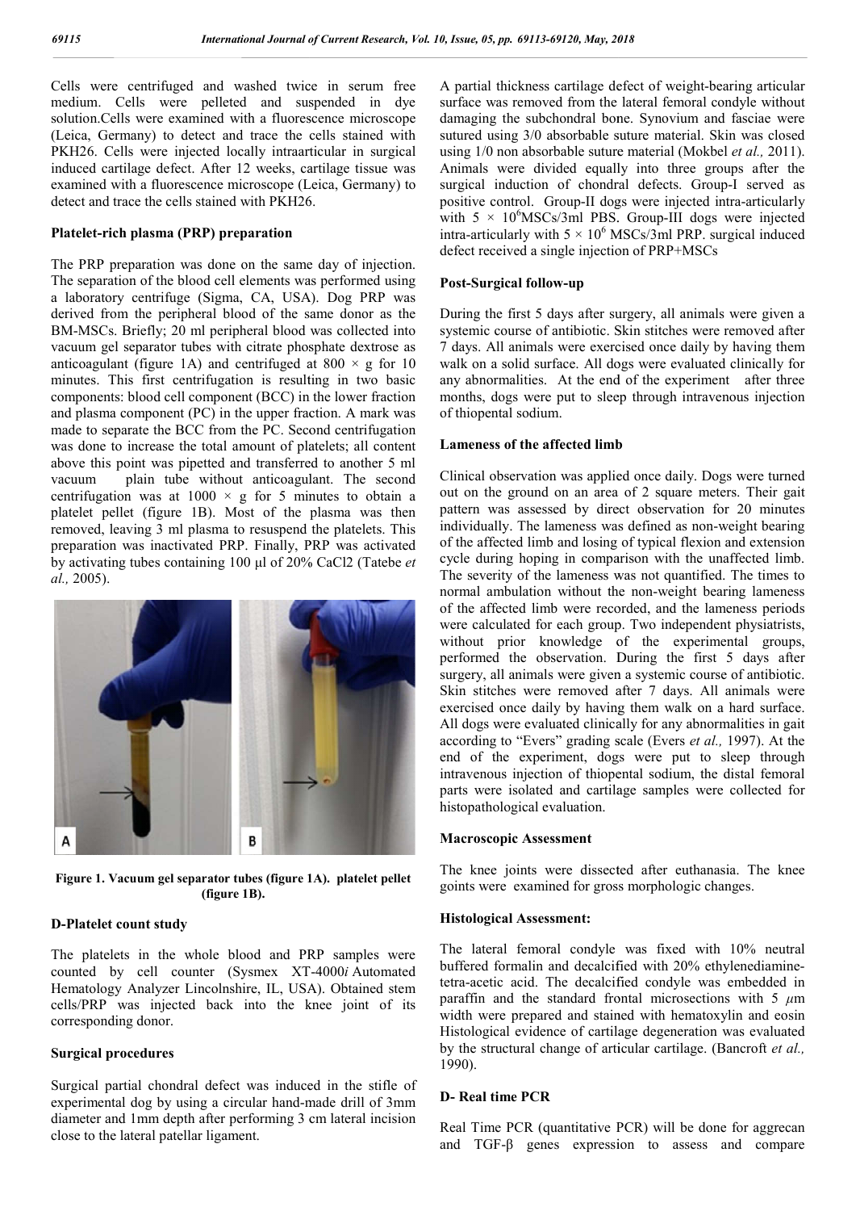Cells were centrifuged and washed twice in serum free medium. Cells were pelleted and suspended in dye solution.Cells were examined with a fluorescence microscope (Leica, Germany) to detect and trace the cells stained with PKH26. Cells were injected locally intraarticular in surgical induced cartilage defect. After 12 weeks, cartilage tissue was examined with a fluorescence microscope (Leica, Germany) to detect and trace the cells stained with PKH26.

### Platelet-rich plasma (PRP) preparation

The PRP preparation was done on the same day of injection. The separation of the blood cell elements was performed using a laboratory centrifuge (Sigma, CA, USA). Dog PRP was derived from the peripheral blood of the same donor as the BM-MSCs. Briefly; 20 ml peripheral blood was collected into vacuum gel separator tubes with citrate phosphate dextrose as anticoagulant (figure 1A) and centrifuged at 800 × g for 10 minutes. This first centrifugation is resulting in two basic components: blood cell component (BCC) in the lower fraction and plasma component (PC) in the upper fraction. A mark was made to separate the BCC from the PC. Second centrifugation was done to increase the total amount of platelets; all content above this point was pipetted and transferred to another 5 ml vacuum plain tube without anticoagulant. The second centrifugation was at 1000 × g for 5 minutes to obtain a platelet pellet (figure 1B). Most of the plasma was then removed, leaving 3 ml plasma to resuspend the platelets. This preparation was inactivated PRP. Finally, PRP was activated by activating tubes containing 100 µl of 20% CaCl2 (Tatebe *et al.,* 2005).

**Figure 1. Vacuum gel separator tubes (figure 1A). platelet pellet (figure 1B).**

### D-Platelet count study

The platelets in the whole blood and PRP samples were counted by cell counter (Sysmex XT-4000*i* Automated Hematology Analyzer Lincolnshire, IL, USA). Obtained stem cells/PRP was injected back into the knee joint of its corresponding donor.

### Surgical procedures

Surgical partial chondral defect was induced in the stifle of experimental dog by using a circular hand-made drill of 3mm diameter and 1mm depth after performing 3 cm lateral incision close to the lateral patellar ligament.

A partial thickness cartilage defect of weight-bearing articular surface was removed from the lateral femoral condyle without damaging the subchondral bone. Synovium and fasciae were sutured using 3/0 absorbable suture material. Skin was closed using 1/0 non absorbable suture material (Mokbel *et al.,* 2011). Animals were divided equally into three groups after the surgical induction of chondral defects. Group-I served as positive control. Group-II dogs were injected intra-articularly with $5 \times 10^6$MSCs/3ml PBS. Group-III dogs were injected intra-articularly with $5 \times 10^6$ MSCs/3ml PRP. surgical induced defect received a single injection of PRP+MSCs

### Post-Surgical follow-up

During the first 5 days after surgery, all animals were given a systemic course of antibiotic. Skin stitches were removed after 7 days. All animals were exercised once daily by having them walk on a solid surface. All dogs were evaluated clinically for any abnormalities. At the end of the experiment after three months, dogs were put to sleep through intravenous injection of thiopental sodium.

### Lameness of the affected limb

Clinical observation was applied once daily. Dogs were turned out on the ground on an area of 2 square meters. Their gait pattern was assessed by direct observation for 20 minutes individually. The lameness was defined as non-weight bearing of the affected limb and losing of typical flexion and extension cycle during hoping in comparison with the unaffected limb. The severity of the lameness was not quantified. The times to normal ambulation without the non-weight bearing lameness of the affected limb were recorded, and the lameness periods were calculated for each group. Two independent physiatrists, without prior knowledge of the experimental groups, performed the observation. During the first 5 days after surgery, all animals were given a systemic course of antibiotic. Skin stitches were removed after 7 days. All animals were exercised once daily by having them walk on a hard surface. All dogs were evaluated clinically for any abnormalities in gait according to "Evers" grading scale (Evers *et al.,* 1997). At the end of the experiment, dogs were put to sleep through intravenous injection of thiopental sodium, the distal femoral parts were isolated and cartilage samples were collected for histopathological evaluation.

### Macroscopic Assessment

The knee joints were dissected after euthanasia. The knee goints were examined for gross morphologic changes.

### Histological Assessment:

The lateral femoral condyle was fixed with 10% neutral buffered formalin and decalcified with 20% ethylenediamine-tetra-acetic acid. The decalcified condyle was embedded in paraffin and the standard frontal microsections with 5 $\mu$m width were prepared and stained with hematoxylin and eosin Histological evidence of cartilage degeneration was evaluated by the structural change of articular cartilage. (Bancroft *et al.,* 1990).

### D- Real time PCR

Real Time PCR (quantitative PCR) will be done for aggrecan and TGF-β genes expression to assess and compare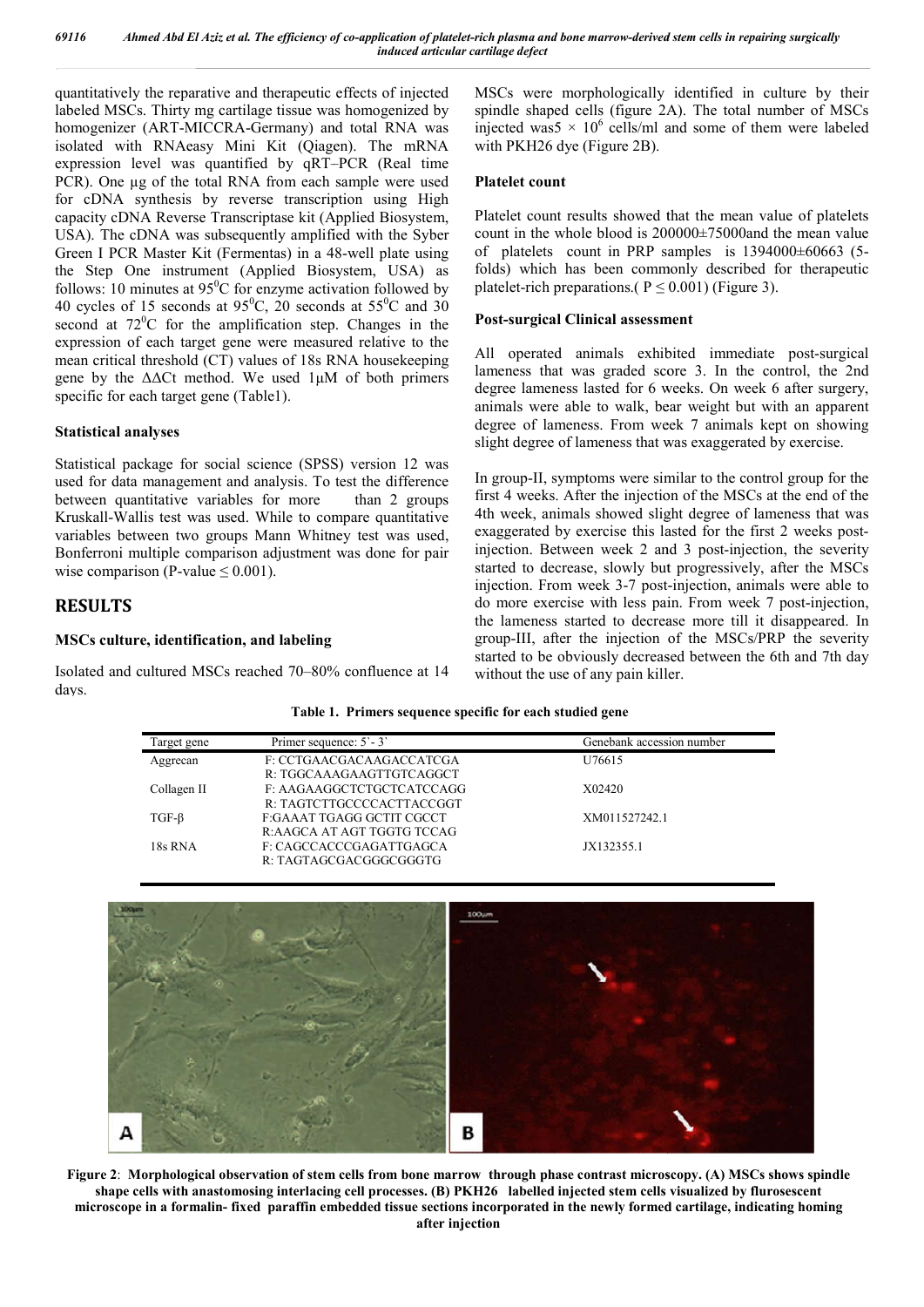quantitatively the reparative and therapeutic effects of injected labeled MSCs. Thirty mg cartilage tissue was homogenized by homogenizer (ART-MICCRA-Germany) and total RNA was isolated with RNAeasy Mini Kit (Qiagen). The mRNA expression level was quantified by qRT–PCR (Real time PCR). One µg of the total RNA from each sample were used for cDNA synthesis by reverse transcription using High capacity cDNA Reverse Transcriptase kit (Applied Biosystem, USA). The cDNA was subsequently amplified with the Syber Green I PCR Master Kit (Fermentas) in a 48-well plate using the Step One instrument (Applied Biosystem, USA) as follows: 10 minutes at 95$^0$C for enzyme activation followed by 40 cycles of 15 seconds at 95$^0$C, 20 seconds at 55$^0$C and 30 second at 72$^0$C for the amplification step. Changes in the expression of each target gene were measured relative to the mean critical threshold (CT) values of 18s RNA housekeeping gene by the ΔΔCt method. We used 1µM of both primers specific for each target gene (Table1).

### Statistical analyses

Statistical package for social science (SPSS) version 12 was used for data management and analysis. To test the difference between quantitative variables for more than 2 groups Kruskall-Wallis test was used. While to compare quantitative variables between two groups Mann Whitney test was used, Bonferroni multiple comparison adjustment was done for pair wise comparison (P-value ≤ 0.001).

## RESULTS

### MSCs culture, identification, and labeling

Isolated and cultured MSCs reached 70–80% confluence at 14 days.

MSCs were morphologically identified in culture by their spindle shaped cells (figure 2A). The total number of MSCs injected was5 × 10$^6$ cells/ml and some of them were labeled with PKH26 dye (Figure 2B).

### Platelet count

Platelet count results showed that the mean value of platelets count in the whole blood is 200000±75000and the mean value of platelets count in PRP samples is 1394000±60663 (5-folds) which has been commonly described for therapeutic platelet-rich preparations.( P ≤ 0.001) (Figure 3).

### Post-surgical Clinical assessment

All operated animals exhibited immediate post-surgical lameness that was graded score 3. In the control, the 2nd degree lameness lasted for 6 weeks. On week 6 after surgery, animals were able to walk, bear weight but with an apparent degree of lameness. From week 7 animals kept on showing slight degree of lameness that was exaggerated by exercise.

In group-II, symptoms were similar to the control group for the first 4 weeks. After the injection of the MSCs at the end of the 4th week, animals showed slight degree of lameness that was exaggerated by exercise this lasted for the first 2 weeks post-injection. Between week 2 and 3 post-injection, the severity started to decrease, slowly but progressively, after the MSCs injection. From week 3-7 post-injection, animals were able to do more exercise with less pain. From week 7 post-injection, the lameness started to decrease more till it disappeared. In group-III, after the injection of the MSCs/PRP the severity started to be obviously decreased between the 6th and 7th day without the use of any pain killer.

**Table 1. Primers sequence specific for each studied gene**

| Target gene | Primer sequence: 5`- 3` | Genebank accession number |
|---|---|---|
| Aggrecan | F: CCTGAACGACAAGACCATCGA<br>R: TGGCAAAGAAGTTGTCAGGCT | U76615 |
| Collagen II | F: AAGAAGGCTCTGCTCATCCAGG<br>R: TAGTCTTGCCCCACTTACCGGT | X02420 |
| TGF-β | F:GAAAT TGAGG GCTIT CGCCT<br>R:AAGCA AT AGT TGGTG TCCAG | XM011527242.1 |
| 18s RNA | F: CAGCCACCCGAGATTGAGCA<br>R: TAGTAGCGACGGGCGGGTG | JX132355.1 |

**Figure 2**: **Morphological observation of stem cells from bone marrow through phase contrast microscopy. (A) MSCs shows spindle shape cells with anastomosing interlacing cell processes. (B) PKH26 labelled injected stem cells visualized by flurosescent microscope in a formalin- fixed paraffin embedded tissue sections incorporated in the newly formed cartilage, indicating homing after injection**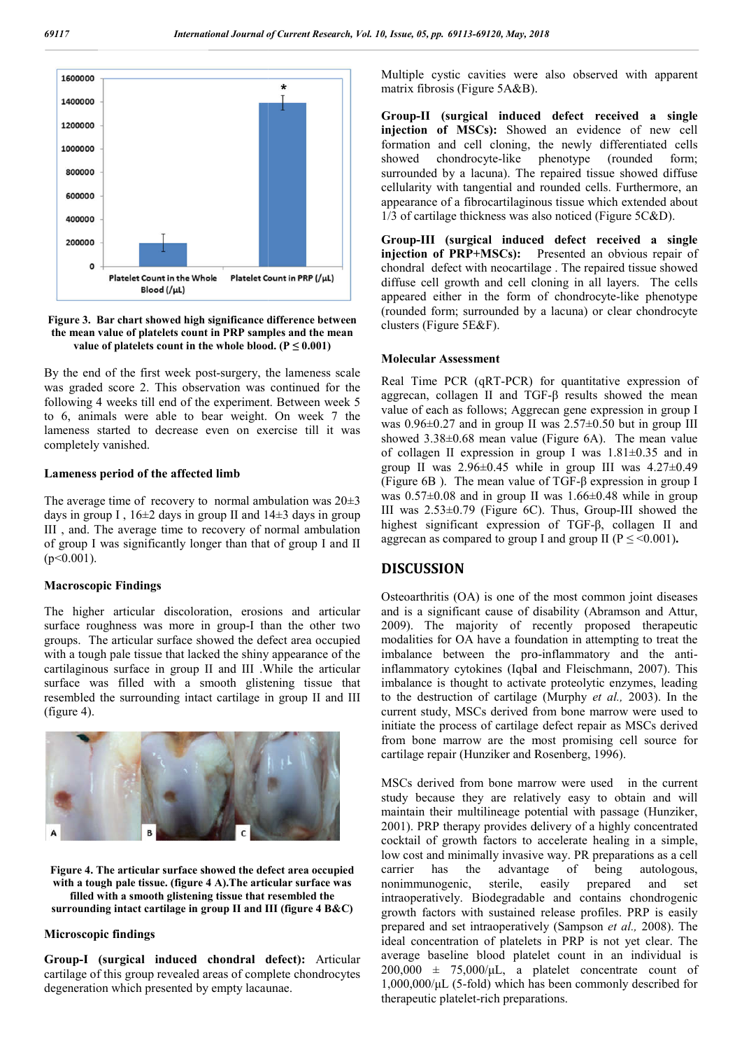Figure 3. Bar chart showed high significance difference between the mean value of platelets count in PRP samples and the mean value of platelets count in the whole blood. ($P \leq 0.001$)

By the end of the first week post-surgery, the lameness scale was graded score 2. This observation was continued for the following 4 weeks till end of the experiment. Between week 5 to 6, animals were able to bear weight. On week 7 the lameness started to decrease even on exercise till it was completely vanished.

### Lameness period of the affected limb

The average time of recovery to normal ambulation was 20±3 days in group I , 16±2 days in group II and 14±3 days in group III , and. The average time to recovery of normal ambulation of group I was significantly longer than that of group I and II ($p<0.001$).

### Macroscopic Findings

The higher articular discoloration, erosions and articular surface roughness was more in group-I than the other two groups. The articular surface showed the defect area occupied with a tough pale tissue that lacked the shiny appearance of the cartilaginous surface in group II and III .While the articular surface was filled with a smooth glistening tissue that resembled the surrounding intact cartilage in group II and III (figure 4).

Figure 4. The articular surface showed the defect area occupied with a tough pale tissue. (figure 4 A).The articular surface was filled with a smooth glistening tissue that resembled the surrounding intact cartilage in group II and III (figure 4 B&C)

### Microscopic findings

**Group-I (surgical induced chondral defect):** Articular cartilage of this group revealed areas of complete chondrocytes degeneration which presented by empty lacaunae. Multiple cystic cavities were also observed with apparent matrix fibrosis (Figure 5A&B).

**Group-II (surgical induced defect received a single injection of MSCs):** Showed an evidence of new cell formation and cell cloning, the newly differentiated cells showed chondrocyte-like phenotype (rounded form; surrounded by a lacuna). The repaired tissue showed diffuse cellularity with tangential and rounded cells. Furthermore, an appearance of a fibrocartilaginous tissue which extended about 1/3 of cartilage thickness was also noticed (Figure 5C&D).

**Group-III (surgical induced defect received a single injection of PRP+MSCs):** Presented an obvious repair of chondral defect with neocartilage . The repaired tissue showed diffuse cell growth and cell cloning in all layers. The cells appeared either in the form of chondrocyte-like phenotype (rounded form; surrounded by a lacuna) or clear chondrocyte clusters (Figure 5E&F).

### Molecular Assessment

Real Time PCR (qRT-PCR) for quantitative expression of aggrecan, collagen II and TGF-β results showed the mean value of each as follows; Aggrecan gene expression in group I was 0.96±0.27 and in group II was 2.57±0.50 but in group III showed 3.38±0.68 mean value (Figure 6A). The mean value of collagen II expression in group I was 1.81±0.35 and in group II was 2.96±0.45 while in group III was 4.27±0.49 (Figure 6B ). The mean value of TGF-β expression in group I was 0.57±0.08 and in group II was 1.66±0.48 while in group III was 2.53±0.79 (Figure 6C). Thus, Group-III showed the highest significant expression of TGF-β, collagen II and aggrecan as compared to group I and group II ($P \leq <0.001$).

## DISCUSSION

Osteoarthritis (OA) is one of the most common joint diseases and is a significant cause of disability (Abramson and Attur, 2009). The majority of recently proposed therapeutic modalities for OA have a foundation in attempting to treat the imbalance between the pro-inflammatory and the anti-inflammatory cytokines (Iqbal and Fleischmann, 2007). This imbalance is thought to activate proteolytic enzymes, leading to the destruction of cartilage (Murphy *et al.,* 2003). In the current study, MSCs derived from bone marrow were used to initiate the process of cartilage defect repair as MSCs derived from bone marrow are the most promising cell source for cartilage repair (Hunziker and Rosenberg, 1996).

MSCs derived from bone marrow were used in the current study because they are relatively easy to obtain and will maintain their multilineage potential with passage (Hunziker, 2001). PRP therapy provides delivery of a highly concentrated cocktail of growth factors to accelerate healing in a simple, low cost and minimally invasive way. PR preparations as a cell carrier has the advantage of being autologous, nonimmunogenic, sterile, easily prepared and set intraoperatively. Biodegradable and contains chondrogenic growth factors with sustained release profiles. PRP is easily prepared and set intraoperatively (Sampson *et al.,* 2008). The ideal concentration of platelets in PRP is not yet clear. The average baseline blood platelet count in an individual is 200,000 ± 75,000/µL, a platelet concentrate count of 1,000,000/µL (5-fold) which has been commonly described for therapeutic platelet-rich preparations.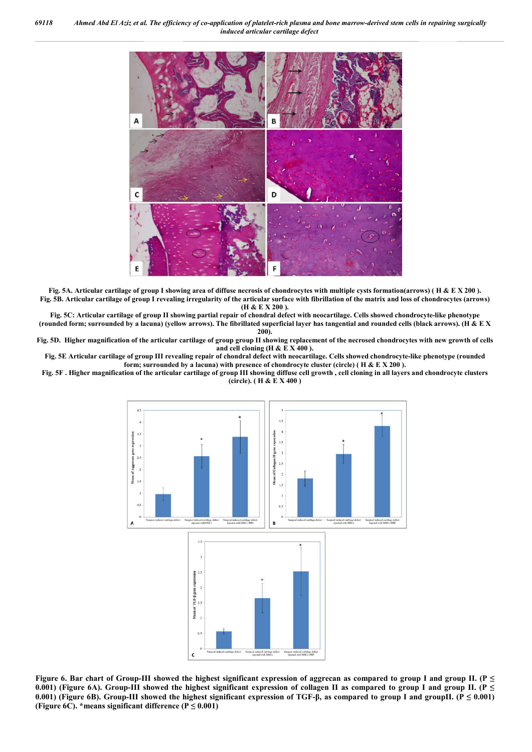**Fig. 5A. Articular cartilage of group I showing area of diffuse necrosis of chondrocytes with multiple cysts formation(arrows) ( H & E X 200 ).**
**Fig. 5B. Articular cartilage of group I revealing irregularity of the articular surface with fibrillation of the matrix and loss of chondrocytes (arrows) (H & E X 200 ).**
**Fig. 5C: Articular cartilage of group II showing partial repair of chondral defect with neocartilage. Cells showed chondrocyte-like phenotype (rounded form; surrounded by a lacuna) (yellow arrows). The fibrillated superficial layer has tangential and rounded cells (black arrows). (H & E X 200).**
**Fig. 5D. Higher magnification of the articular cartilage of group II showing replacement of the necrosed chondrocytes with new growth of cells and cell cloning (H & E X 400 ).**
**Fig. 5E Articular cartilage of group III revealing repair of chondral defect with neocartilage. Cells showed chondrocyte-like phenotype (rounded form; surrounded by a lacuna) with presence of chondrocyte cluster (circle) ( H & E X 200 ).**
**Fig. 5F . Higher magnification of the articular cartilage of group III showing diffuse cell growth , cell cloning in all layers and chondrocyte clusters (circle). ( H & E X 400 )**

**Figure 6. Bar chart of Group-III showed the highest significant expression of aggrecan as compared to group I and group II. ($P \leq 0.001$) (Figure 6A). Group-III showed the highest significant expression of collagen II as compared to group I and group II. ($P \leq 0.001$) (Figure 6B). Group-III showed the highest significant expression of TGF-β, as compared to group I and groupII. ($P \leq 0.001$) (Figure 6C). *means significant difference ($P \leq 0.001$)**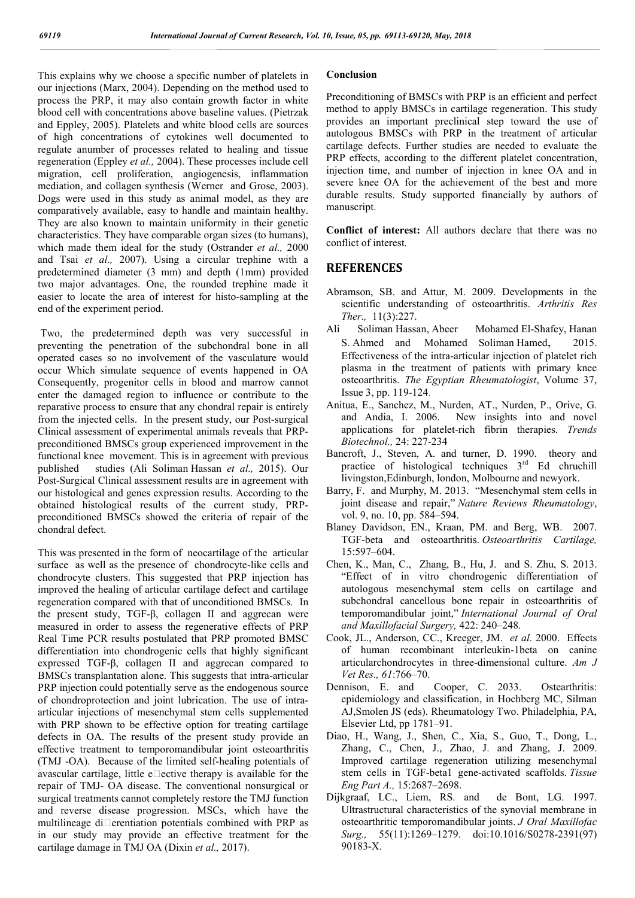This explains why we choose a specific number of platelets in our injections (Marx, 2004). Depending on the method used to process the PRP, it may also contain growth factor in white blood cell with concentrations above baseline values. (Pietrzak and Eppley, 2005). Platelets and white blood cells are sources of high concentrations of cytokines well documented to regulate anumber of processes related to healing and tissue regeneration (Eppley *et al.,* 2004). These processes include cell migration, cell proliferation, angiogenesis, inflammation mediation, and collagen synthesis (Werner and Grose, 2003). Dogs were used in this study as animal model, as they are comparatively available, easy to handle and maintain healthy. They are also known to maintain uniformity in their genetic characteristics. They have comparable organ sizes (to humans), which made them ideal for the study (Ostrander *et al.,* 2000 and Tsai *et al.,* 2007). Using a circular trephine with a predetermined diameter (3 mm) and depth (1mm) provided two major advantages. One, the rounded trephine made it easier to locate the area of interest for histo-sampling at the end of the experiment period.

Two, the predetermined depth was very successful in preventing the penetration of the subchondral bone in all operated cases so no involvement of the vasculature would occur Which simulate sequence of events happened in OA Consequently, progenitor cells in blood and marrow cannot enter the damaged region to influence or contribute to the reparative process to ensure that any chondral repair is entirely from the injected cells. In the present study, our Post-surgical Clinical assessment of experimental animals reveals that PRP-preconditioned BMSCs group experienced improvement in the functional knee movement. This is in agreement with previous published studies (Ali Soliman Hassan *et al.,* 2015). Our Post-Surgical Clinical assessment results are in agreement with our histological and genes expression results. According to the obtained histological results of the current study, PRP-preconditioned BMSCs showed the criteria of repair of the chondral defect.

This was presented in the form of neocartilage of the articular surface as well as the presence of chondrocyte-like cells and chondrocyte clusters. This suggested that PRP injection has improved the healing of articular cartilage defect and cartilage regeneration compared with that of unconditioned BMSCs. In the present study, TGF-β, collagen II and aggrecan were measured in order to assess the regenerative effects of PRP Real Time PCR results postulated that PRP promoted BMSC differentiation into chondrogenic cells that highly significant expressed TGF-β, collagen II and aggrecan compared to BMSCs transplantation alone. This suggests that intra-articular PRP injection could potentially serve as the endogenous source of chondroprotection and joint lubrication. The use of intra-articular injections of mesenchymal stem cells supplemented with PRP shown to be effective option for treating cartilage defects in OA. The results of the present study provide an effective treatment to temporomandibular joint osteoarthritis (TMJ -OA). Because of the limited self-healing potentials of avascular cartilage, little e□ective therapy is available for the repair of TMJ- OA disease. The conventional nonsurgical or surgical treatments cannot completely restore the TMJ function and reverse disease progression. MSCs, which have the multilineage di□erentiation potentials combined with PRP as in our study may provide an effective treatment for the cartilage damage in TMJ OA (Dixin *et al.,* 2017).

## Conclusion

Preconditioning of BMSCs with PRP is an efficient and perfect method to apply BMSCs in cartilage regeneration. This study provides an important preclinical step toward the use of autologous BMSCs with PRP in the treatment of articular cartilage defects. Further studies are needed to evaluate the PRP effects, according to the different platelet concentration, injection time, and number of injection in knee OA and in severe knee OA for the achievement of the best and more durable results. Study supported financially by authors of manuscript.

**Conflict of interest:** All authors declare that there was no conflict of interest.

## REFERENCES

Abramson, SB. and Attur, M. 2009. Developments in the scientific understanding of osteoarthritis. *Arthritis Res Ther.,* 11(3):227.

Ali Soliman Hassan, Abeer Mohamed El-Shafey, Hanan S. Ahmed and Mohamed Soliman Hamed, 2015. Effectiveness of the intra-articular injection of platelet rich plasma in the treatment of patients with primary knee osteoarthritis. *The Egyptian Rheumatologist*, Volume 37, Issue 3, pp. 119-124.

Anitua, E., Sanchez, M., Nurden, AT., Nurden, P., Orive, G. and Andia, I. 2006. New insights into and novel applications for platelet-rich fibrin therapies. *Trends Biotechnol.,* 24: 227-234

Bancroft, J., Steven, A. and turner, D. 1990. theory and practice of histological techniques 3rd Ed chruchill livingston,Edinburgh, london, Molbourne and newyork.

Barry, F. and Murphy, M. 2013. "Mesenchymal stem cells in joint disease and repair," *Nature Reviews Rheumatology*, vol. 9, no. 10, pp. 584–594.

Blaney Davidson, EN., Kraan, PM. and Berg, WB. 2007. TGF-beta and osteoarthritis. *Osteoarthritis Cartilage,* 15:597–604.

Chen, K., Man, C., Zhang, B., Hu, J. and S. Zhu, S. 2013. "Effect of in vitro chondrogenic differentiation of autologous mesenchymal stem cells on cartilage and subchondral cancellous bone repair in osteoarthritis of temporomandibular joint," *International Journal of Oral and Maxillofacial Surgery,* 422: 240–248.

Cook, JL., Anderson, CC., Kreeger, JM. *et al*. 2000. Effects of human recombinant interleukin-1beta on canine articularchondrocytes in three-dimensional culture. *Am J Vet Res., 61*:766–70.

Dennison, E. and Cooper, C. 2033. Ostearthritis: epidemiology and classification, in Hochberg MC, Silman AJ,Smolen JS (eds). Rheumatology Two. Philadelphia, PA, Elsevier Ltd, pp 1781–91.

Diao, H., Wang, J., Shen, C., Xia, S., Guo, T., Dong, L., Zhang, C., Chen, J., Zhao, J. and Zhang, J. 2009. Improved cartilage regeneration utilizing mesenchymal stem cells in TGF-beta1 gene-activated scaffolds. *Tissue Eng Part A.,* 15:2687–2698.

Dijkgraaf, LC., Liem, RS. and de Bont, LG. 1997. Ultrastructural characteristics of the synovial membrane in osteoarthritic temporomandibular joints. *J Oral Maxillofac Surg.,* 55(11):1269–1279. doi:10.1016/S0278-2391(97) 90183-X.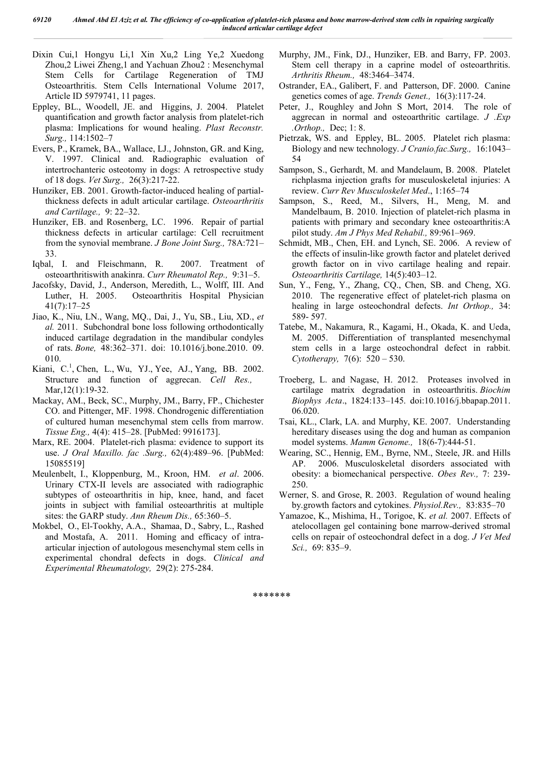Dixin Cui,1 Hongyu Li,1 Xin Xu,2 Ling Ye,2 Xuedong Zhou,2 Liwei Zheng,1 and Yachuan Zhou2 : Mesenchymal Stem Cells for Cartilage Regeneration of TMJ Osteoarthritis. Stem Cells International Volume 2017, Article ID 5979741, 11 pages.

Eppley, BL., Woodell, JE. and Higgins, J. 2004. Platelet quantification and growth factor analysis from platelet-rich plasma: Implications for wound healing. *Plast Reconstr. Surg.,* 114:1502–7

Evers, P., Kramek, BA., Wallace, LJ., Johnston, GR. and King, V. 1997. Clinical and. Radiographic evaluation of intertrochanteric osteotomy in dogs: A retrospective study of 18 dogs. *Vet Surg.,* 26(3):217-22.

Hunziker, EB. 2001. Growth-factor-induced healing of partial-thickness defects in adult articular cartilage. *Osteoarthritis and Cartilage.,* 9: 22–32.

Hunziker, EB. and Rosenberg, LC. 1996. Repair of partial thickness defects in articular cartilage: Cell recruitment from the synovial membrane. *J Bone Joint Surg.,* 78A:721–33.

Iqbal, I. and Fleischmann, R. 2007. Treatment of osteoarthritiswith anakinra. *Curr Rheumatol Rep.,* 9:31–5.

Jacofsky, David, J., Anderson, Meredith, L., Wolff, III. And Luther, H. 2005. Osteoarthritis Hospital Physician 41(7):17–25

Jiao, K., Niu, LN., Wang, MQ., Dai, J., Yu, SB., Liu, XD., *et al.* 2011. Subchondral bone loss following orthodontically induced cartilage degradation in the mandibular condyles of rats. *Bone,* 48:362–371. doi: 10.1016/j.bone.2010. 09. 010.

Kiani, C.[1], Chen, L., Wu, YJ., Yee, AJ., Yang, BB. 2002. Structure and function of aggrecan. *Cell Res.,* Mar,12(1):19-32.

Mackay, AM., Beck, SC., Murphy, JM., Barry, FP., Chichester CO. and Pittenger, MF. 1998. Chondrogenic differentiation of cultured human mesenchymal stem cells from marrow. *Tissue Eng.,* 4(4): 415–28. [PubMed: 9916173].

Marx, RE. 2004. Platelet-rich plasma: evidence to support its use. *J Oral Maxillo. fac .Surg.,* 62(4):489–96. [PubMed: 15085519]

Meulenbelt, I., Kloppenburg, M., Kroon, HM. *et al*. 2006. Urinary CTX-II levels are associated with radiographic subtypes of osteoarthritis in hip, knee, hand, and facet joints in subject with familial osteoarthritis at multiple sites: the GARP study. *Ann Rheum Dis.,* 65:360–5.

Mokbel, O., El-Tookhy, A.A., Shamaa, D., Sabry, L., Rashed and Mostafa, A. 2011. Homing and efficacy of intra-articular injection of autologous mesenchymal stem cells in experimental chondral defects in dogs. *Clinical and Experimental Rheumatology,* 29(2): 275-284.

Murphy, JM., Fink, DJ., Hunziker, EB. and Barry, FP. 2003. Stem cell therapy in a caprine model of osteoarthritis. *Arthritis Rheum.,* 48:3464–3474.

Ostrander, EA., Galibert, F. and Patterson, DF. 2000. Canine genetics comes of age. *Trends Genet.,* 16(3):117-24.

Peter, J., Roughley and John S Mort, 2014. The role of aggrecan in normal and osteoarthritic cartilage. *J .Exp .Orthop.,* Dec; 1: 8.

Pietrzak, WS. and Eppley, BL. 2005. Platelet rich plasma: Biology and new technology. *J Cranio.fac.Surg.,* 16:1043–54

Sampson, S., Gerhardt, M. and Mandelaum, B. 2008. Platelet richplasma injection grafts for musculoskeletal injuries: A review. *Curr Rev Musculoskelet Med*., 1:165–74

Sampson, S., Reed, M., Silvers, H., Meng, M. and Mandelbaum, B. 2010. Injection of platelet-rich plasma in patients with primary and secondary knee osteoarthritis:A pilot study. *Am J Phys Med Rehabil.,* 89:961–969.

Schmidt, MB., Chen, EH. and Lynch, SE. 2006. A review of the effects of insulin-like growth factor and platelet derived growth factor on in vivo cartilage healing and repair. *Osteoarthritis Cartilage,* 14(5):403–12.

Sun, Y., Feng, Y., Zhang, CQ., Chen, SB. and Cheng, XG. 2010. The regenerative effect of platelet-rich plasma on healing in large osteochondral defects. *Int Orthop.,* 34: 589- 597.

Tatebe, M., Nakamura, R., Kagami, H., Okada, K. and Ueda, M. 2005. Differentiation of transplanted mesenchymal stem cells in a large osteochondral defect in rabbit. *Cytotherapy,* 7(6): 520 – 530.

Troeberg, L. and Nagase, H. 2012. Proteases involved in cartilage matrix degradation in osteoarthritis. *Biochim Biophys Acta*., 1824:133–145. doi:10.1016/j.bbapap.2011. 06.020.

Tsai, KL., Clark, LA. and Murphy, KE. 2007. Understanding hereditary diseases using the dog and human as companion model systems. *Mamm Genome.,* 18(6-7):444-51.

Wearing, SC., Hennig, EM., Byrne, NM., Steele, JR. and Hills AP. 2006. Musculoskeletal disorders associated with obesity: a biomechanical perspective. *Obes Rev.,* 7: 239-250.

Werner, S. and Grose, R. 2003. Regulation of wound healing by.growth factors and cytokines. *Physiol.Rev.,* 83:835–70

Yamazoe, K., Mishima, H., Torigoe, K. *et al.* 2007. Effects of atelocollagen gel containing bone marrow-derived stromal cells on repair of osteochondral defect in a dog. *J Vet Med Sci.,* 69: 835–9.

*******